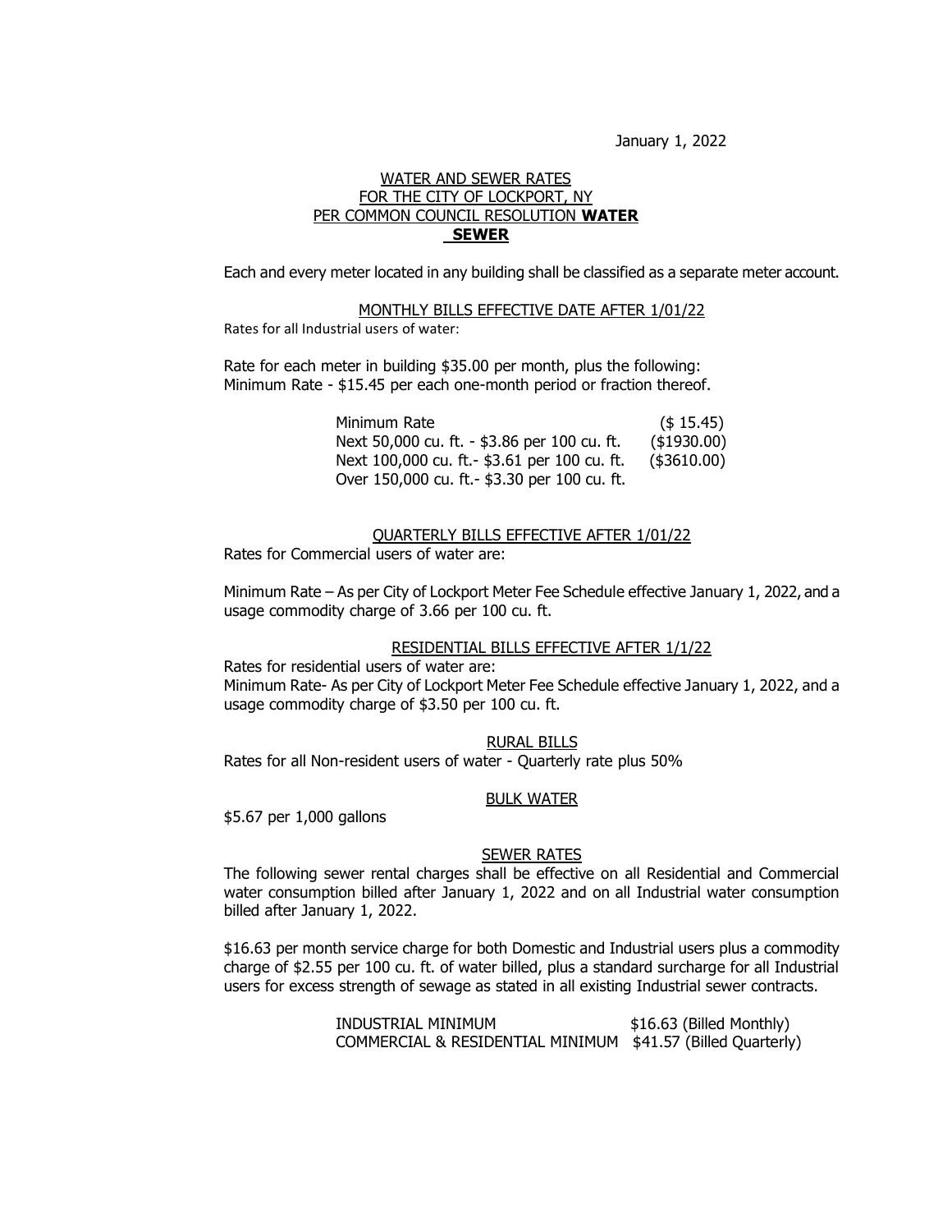January 1, 2022

WATER AND SEWER RATES
FOR THE CITY OF LOCKPORT, NY
PER COMMON COUNCIL RESOLUTION **WATER**
**SEWER**

Each and every meter located in any building shall be classified as a separate meter account.

MONTHLY BILLS EFFECTIVE DATE AFTER 1/01/22

Rates for all Industrial users of water:

Rate for each meter in building $35.00 per month, plus the following:
Minimum Rate - $15.45 per each one-month period or fraction thereof.

| | |
|---|---|
| Minimum Rate | ($ 15.45) |
| Next 50,000 cu. ft. - $3.86 per 100 cu. ft. | ($1930.00) |
| Next 100,000 cu. ft.- $3.61 per 100 cu. ft. | ($3610.00) |
| Over 150,000 cu. ft.- $3.30 per 100 cu. ft. | |

QUARTERLY BILLS EFFECTIVE AFTER 1/01/22

Rates for Commercial users of water are:

Minimum Rate – As per City of Lockport Meter Fee Schedule effective January 1, 2022, and a usage commodity charge of 3.66 per 100 cu. ft.

RESIDENTIAL BILLS EFFECTIVE AFTER 1/1/22

Rates for residential users of water are:
Minimum Rate- As per City of Lockport Meter Fee Schedule effective January 1, 2022, and a usage commodity charge of $3.50 per 100 cu. ft.

RURAL BILLS

Rates for all Non-resident users of water - Quarterly rate plus 50%

BULK WATER

$5.67 per 1,000 gallons

SEWER RATES

The following sewer rental charges shall be effective on all Residential and Commercial water consumption billed after January 1, 2022 and on all Industrial water consumption billed after January 1, 2022.

$16.63 per month service charge for both Domestic and Industrial users plus a commodity charge of $2.55 per 100 cu. ft. of water billed, plus a standard surcharge for all Industrial users for excess strength of sewage as stated in all existing Industrial sewer contracts.

| | |
|---|---|
| INDUSTRIAL MINIMUM | $16.63 (Billed Monthly) |
| COMMERCIAL & RESIDENTIAL MINIMUM | $41.57 (Billed Quarterly) |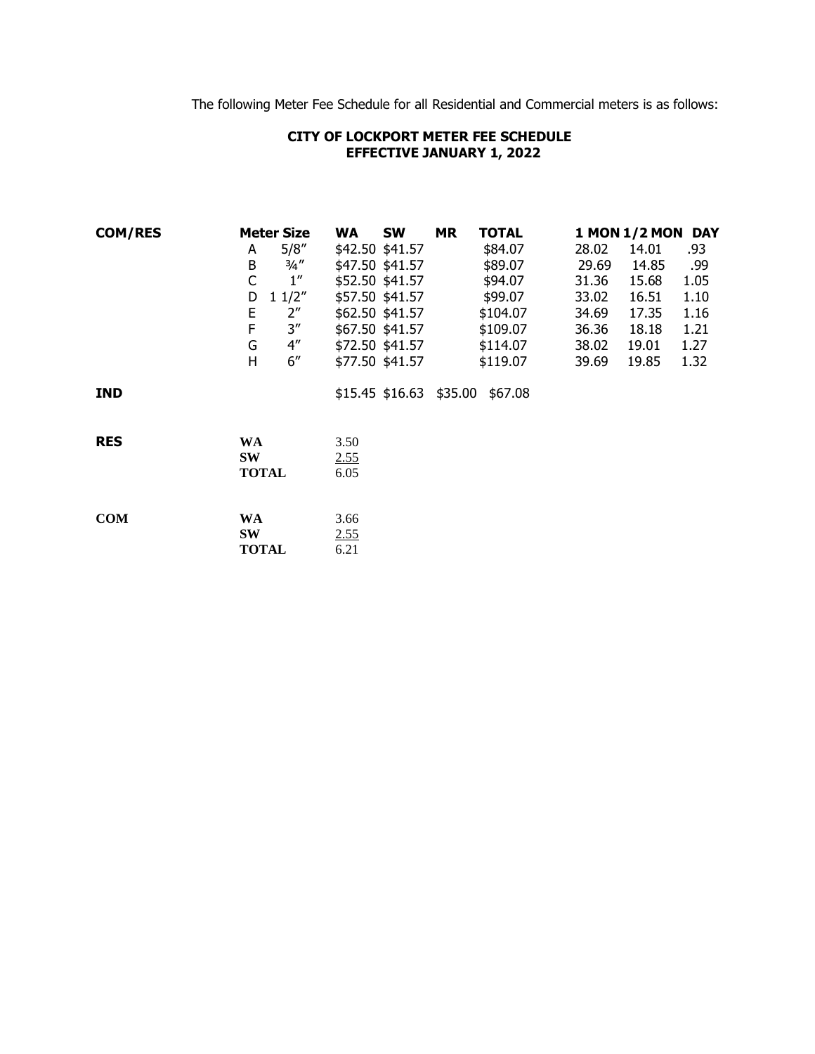The following Meter Fee Schedule for all Residential and Commercial meters is as follows:

**CITY OF LOCKPORT METER FEE SCHEDULE**
**EFFECTIVE JANUARY 1, 2022**

| COM/RES | Meter Size | | WA | SW | MR | TOTAL | 1 MON | 1/2 MON | DAY |
|---|---|---|---|---|---|---|---|---|---|
| | A | 5/8" | $42.50 | $41.57 | | $84.07 | 28.02 | 14.01 | .93 |
| | B | ¾" | $47.50 | $41.57 | | $89.07 | 29.69 | 14.85 | .99 |
| | C | 1" | $52.50 | $41.57 | | $94.07 | 31.36 | 15.68 | 1.05 |
| | D | 1 1/2" | $57.50 | $41.57 | | $99.07 | 33.02 | 16.51 | 1.10 |
| | E | 2" | $62.50 | $41.57 | | $104.07 | 34.69 | 17.35 | 1.16 |
| | F | 3" | $67.50 | $41.57 | | $109.07 | 36.36 | 18.18 | 1.21 |
| | G | 4" | $72.50 | $41.57 | | $114.07 | 38.02 | 19.01 | 1.27 |
| | H | 6" | $77.50 | $41.57 | | $119.07 | 39.69 | 19.85 | 1.32 |
| **IND** | | | $15.45 | $16.63 | $35.00 | $67.08 | | | |

| | | |
|---|---|---|
| **RES** | **WA** | 3.50 |
| | **SW** | 2.55 |
| | **TOTAL** | 6.05 |
| **COM** | **WA** | 3.66 |
| | **SW** | 2.55 |
| | **TOTAL** | 6.21 |